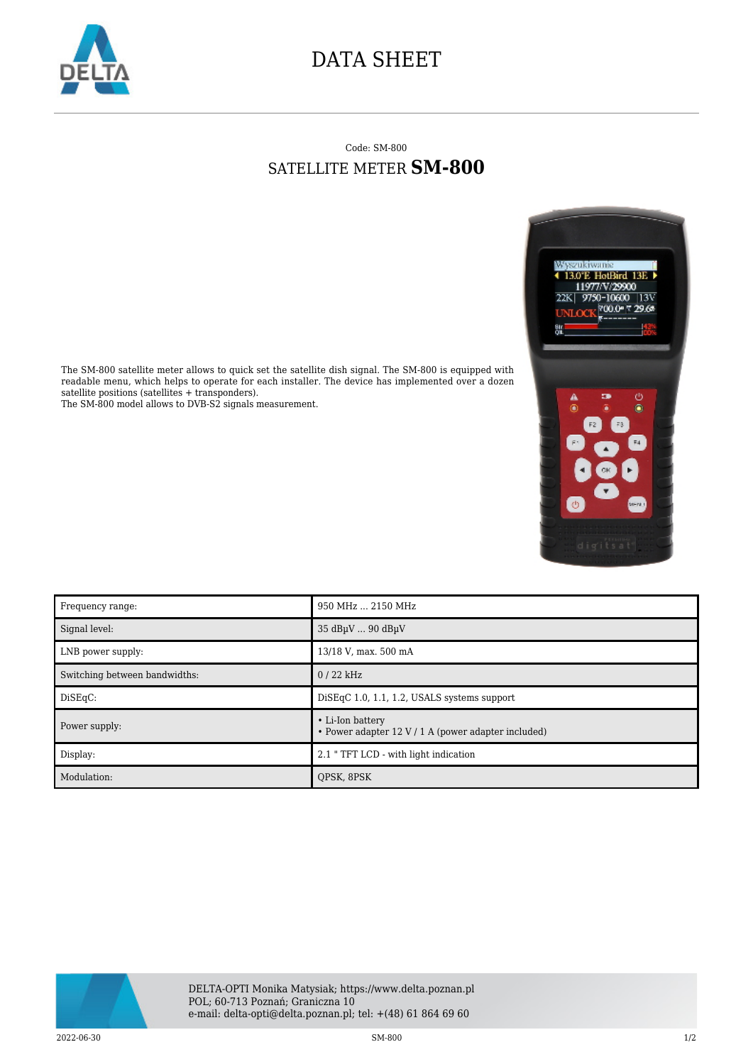# DATA SHEET

Code: SM-800

## SATELLITE METER **SM-800**

The SM-800 satellite meter allows to quick set the satellite dish signal. The SM-800 is equipped with readable menu, which helps to operate for each installer. The device has implemented over a dozen satellite positions (satellites + transponders).
The SM-800 model allows to DVB-S2 signals measurement.

| | |
|---|---|
| Frequency range: | 950 MHz ... 2150 MHz |
| Signal level: | 35 dBµV ... 90 dBµV |
| LNB power supply: | 13/18 V, max. 500 mA |
| Switching between bandwidths: | 0 / 22 kHz |
| DiSEqC: | DiSEqC 1.0, 1.1, 1.2, USALS systems support |
| Power supply: | • Li-Ion battery<br>• Power adapter 12 V / 1 A (power adapter included) |
| Display: | 2.1 " TFT LCD - with light indication |
| Modulation: | QPSK, 8PSK |

DELTA-OPTI Monika Matysiak; https://www.delta.poznan.pl
POL; 60-713 Poznań; Graniczna 10
e-mail: delta-opti@delta.poznan.pl; tel: +(48) 61 864 69 60

2022-06-30 SM-800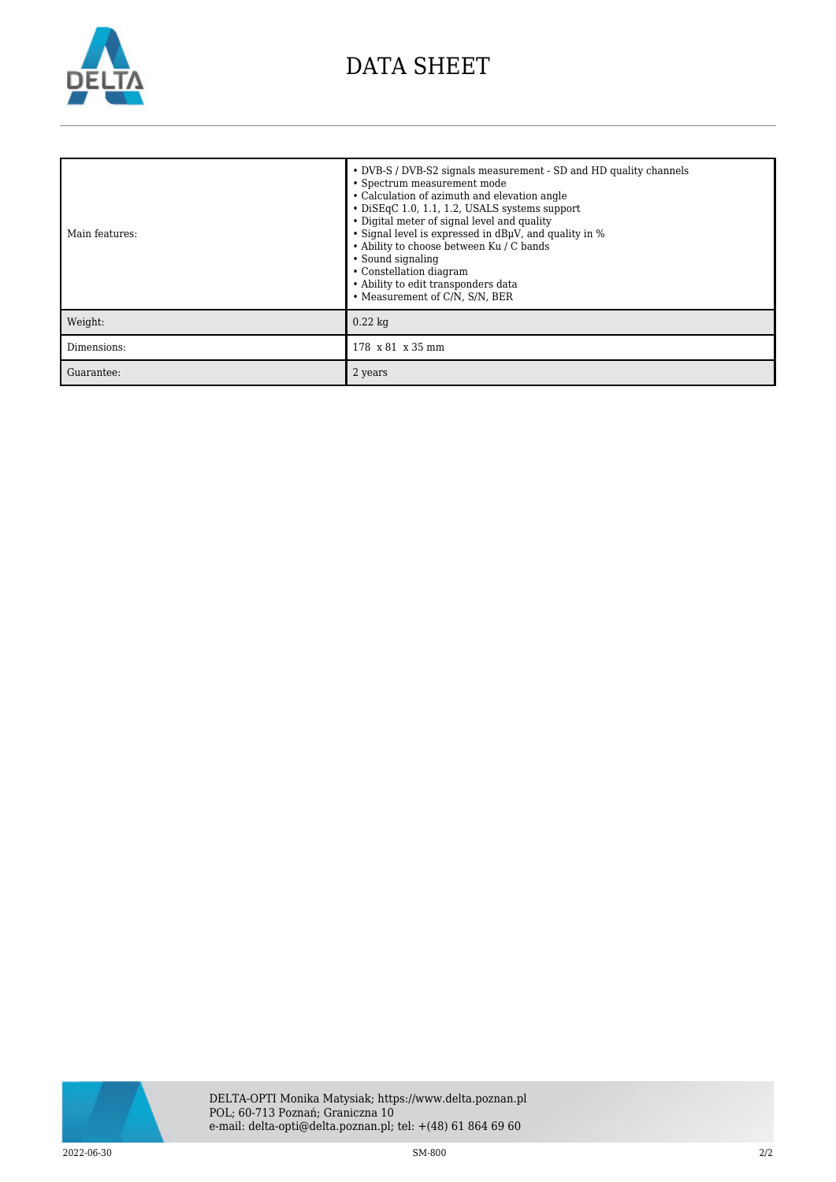# DATA SHEET

| | |
|---|---|
| Main features: | • DVB-S / DVB-S2 signals measurement - SD and HD quality channels<br>• Spectrum measurement mode<br>• Calculation of azimuth and elevation angle<br>• DiSEqC 1.0, 1.1, 1.2, USALS systems support<br>• Digital meter of signal level and quality<br>• Signal level is expressed in dBµV, and quality in %<br>• Ability to choose between Ku / C bands<br>• Sound signaling<br>• Constellation diagram<br>• Ability to edit transponders data<br>• Measurement of C/N, S/N, BER |
| Weight: | 0.22 kg |
| Dimensions: | 178 x 81 x 35 mm |
| Guarantee: | 2 years |

DELTA-OPTI Monika Matysiak; https://www.delta.poznan.pl
POL; 60-713 Poznań; Graniczna 10
e-mail: delta-opti@delta.poznan.pl; tel: +(48) 61 864 69 60